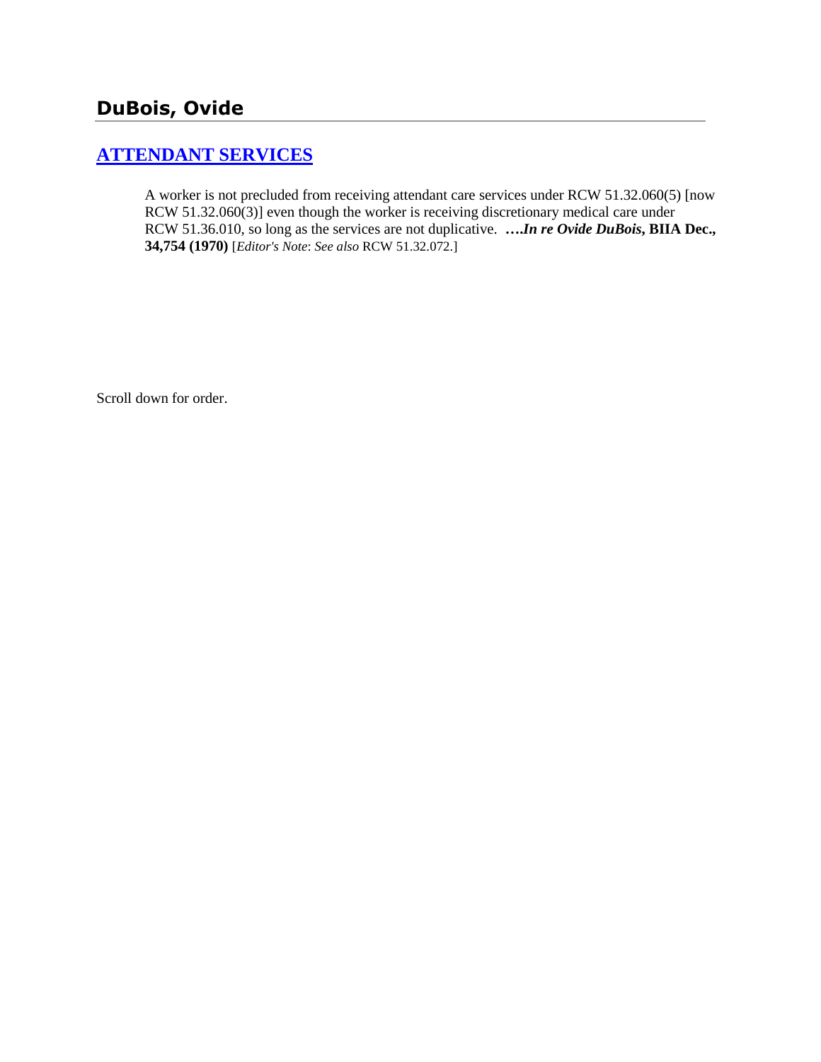## DuBois, Ovide

### ATTENDANT SERVICES

A worker is not precluded from receiving attendant care services under RCW 51.32.060(5) [now RCW 51.32.060(3)] even though the worker is receiving discretionary medical care under RCW 51.36.010, so long as the services are not duplicative. **….*In re Ovide DuBois*, BIIA Dec., 34,754 (1970)** [*Editor's Note*: *See also* RCW 51.32.072.]

Scroll down for order.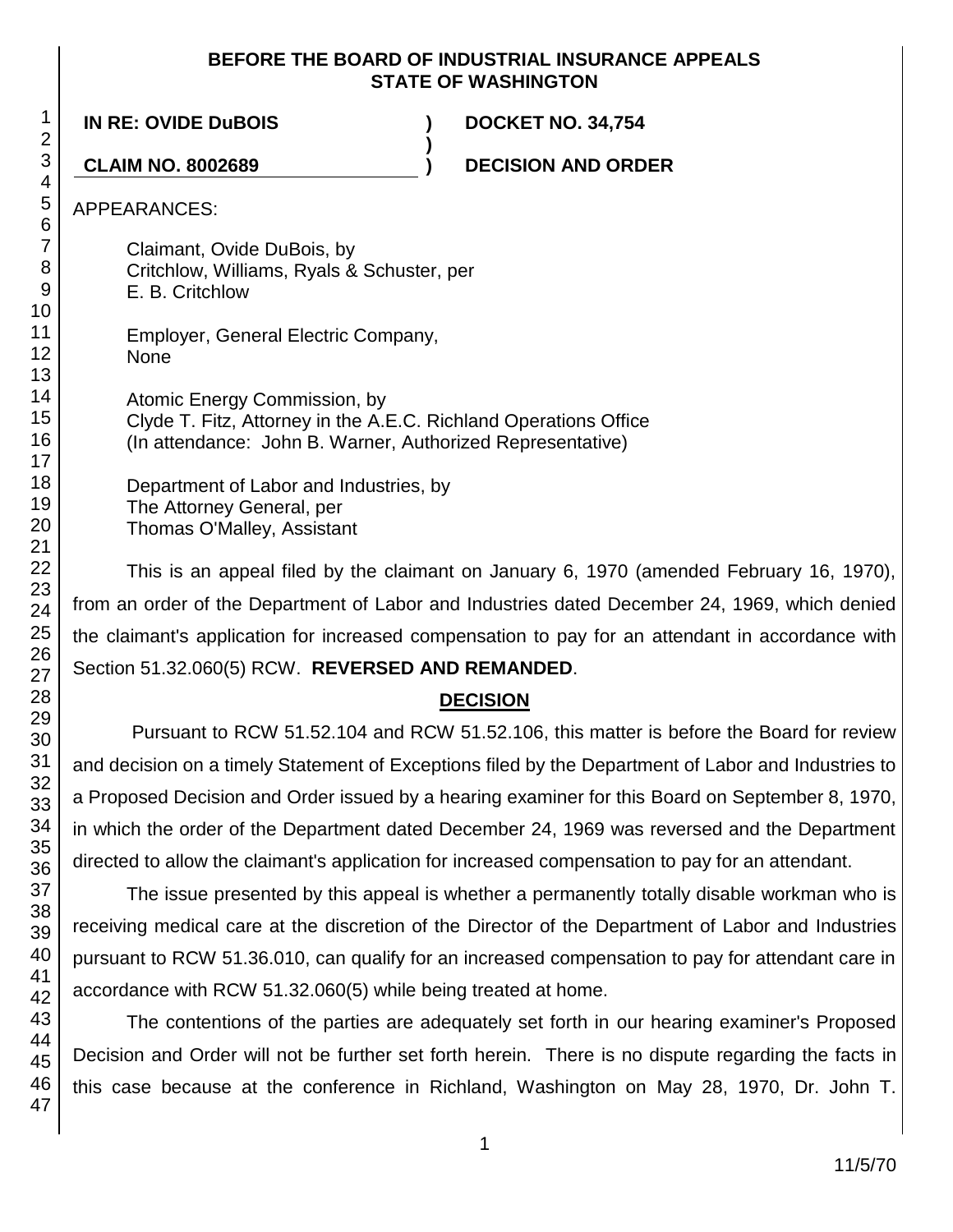**BEFORE THE BOARD OF INDUSTRIAL INSURANCE APPEALS**
**STATE OF WASHINGTON**

**IN RE: OVIDE DuBOIS** ) **DOCKET NO. 34,754**
)
**CLAIM NO. 8002689** ) **DECISION AND ORDER**

APPEARANCES:

Claimant, Ovide DuBois, by
Critchlow, Williams, Ryals & Schuster, per
E. B. Critchlow

Employer, General Electric Company,
None

Atomic Energy Commission, by
Clyde T. Fitz, Attorney in the A.E.C. Richland Operations Office
(In attendance: John B. Warner, Authorized Representative)

Department of Labor and Industries, by
The Attorney General, per
Thomas O'Malley, Assistant

This is an appeal filed by the claimant on January 6, 1970 (amended February 16, 1970), from an order of the Department of Labor and Industries dated December 24, 1969, which denied the claimant's application for increased compensation to pay for an attendant in accordance with Section 51.32.060(5) RCW. **REVERSED AND REMANDED**.

## DECISION

Pursuant to RCW 51.52.104 and RCW 51.52.106, this matter is before the Board for review and decision on a timely Statement of Exceptions filed by the Department of Labor and Industries to a Proposed Decision and Order issued by a hearing examiner for this Board on September 8, 1970, in which the order of the Department dated December 24, 1969 was reversed and the Department directed to allow the claimant's application for increased compensation to pay for an attendant.

The issue presented by this appeal is whether a permanently totally disable workman who is receiving medical care at the discretion of the Director of the Department of Labor and Industries pursuant to RCW 51.36.010, can qualify for an increased compensation to pay for attendant care in accordance with RCW 51.32.060(5) while being treated at home.

The contentions of the parties are adequately set forth in our hearing examiner's Proposed Decision and Order will not be further set forth herein. There is no dispute regarding the facts in this case because at the conference in Richland, Washington on May 28, 1970, Dr. John T.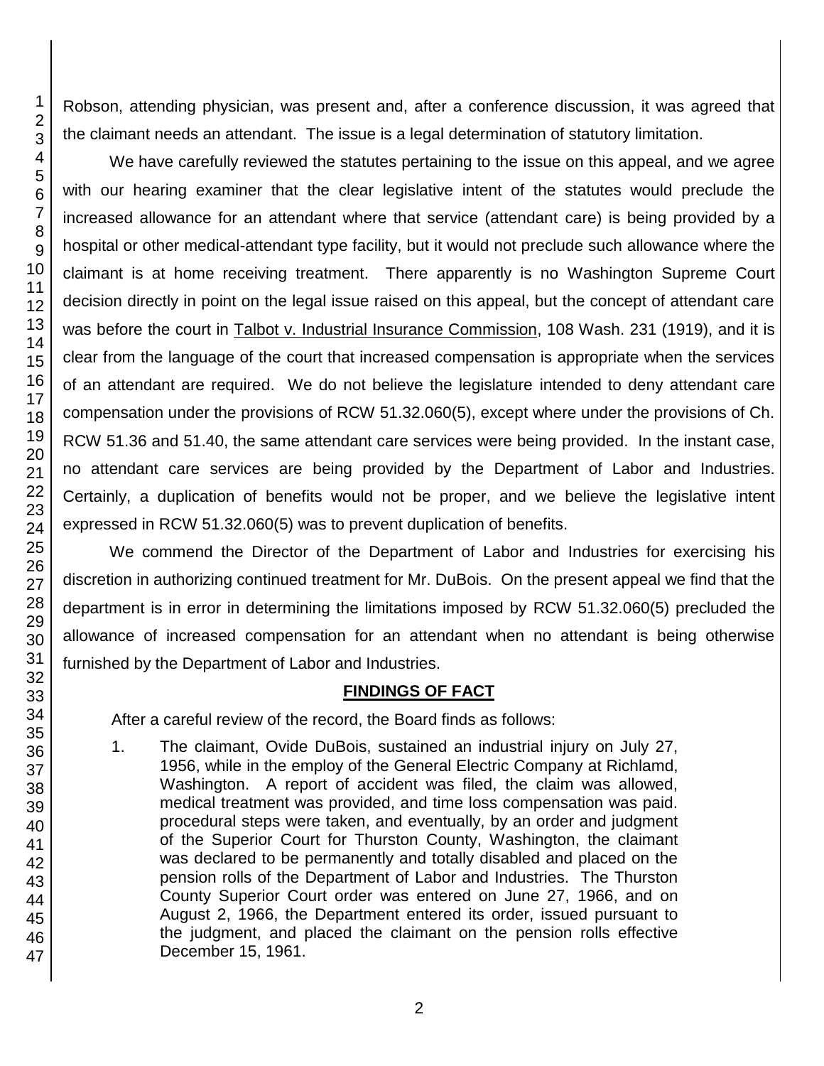Robson, attending physician, was present and, after a conference discussion, it was agreed that the claimant needs an attendant. The issue is a legal determination of statutory limitation.

We have carefully reviewed the statutes pertaining to the issue on this appeal, and we agree with our hearing examiner that the clear legislative intent of the statutes would preclude the increased allowance for an attendant where that service (attendant care) is being provided by a hospital or other medical-attendant type facility, but it would not preclude such allowance where the claimant is at home receiving treatment. There apparently is no Washington Supreme Court decision directly in point on the legal issue raised on this appeal, but the concept of attendant care was before the court in Talbot v. Industrial Insurance Commission, 108 Wash. 231 (1919), and it is clear from the language of the court that increased compensation is appropriate when the services of an attendant are required. We do not believe the legislature intended to deny attendant care compensation under the provisions of RCW 51.32.060(5), except where under the provisions of Ch. RCW 51.36 and 51.40, the same attendant care services were being provided. In the instant case, no attendant care services are being provided by the Department of Labor and Industries. Certainly, a duplication of benefits would not be proper, and we believe the legislative intent expressed in RCW 51.32.060(5) was to prevent duplication of benefits.

We commend the Director of the Department of Labor and Industries for exercising his discretion in authorizing continued treatment for Mr. DuBois. On the present appeal we find that the department is in error in determining the limitations imposed by RCW 51.32.060(5) precluded the allowance of increased compensation for an attendant when no attendant is being otherwise furnished by the Department of Labor and Industries.

## FINDINGS OF FACT

After a careful review of the record, the Board finds as follows:

1. The claimant, Ovide DuBois, sustained an industrial injury on July 27, 1956, while in the employ of the General Electric Company at Richlamd, Washington. A report of accident was filed, the claim was allowed, medical treatment was provided, and time loss compensation was paid. procedural steps were taken, and eventually, by an order and judgment of the Superior Court for Thurston County, Washington, the claimant was declared to be permanently and totally disabled and placed on the pension rolls of the Department of Labor and Industries. The Thurston County Superior Court order was entered on June 27, 1966, and on August 2, 1966, the Department entered its order, issued pursuant to the judgment, and placed the claimant on the pension rolls effective December 15, 1961.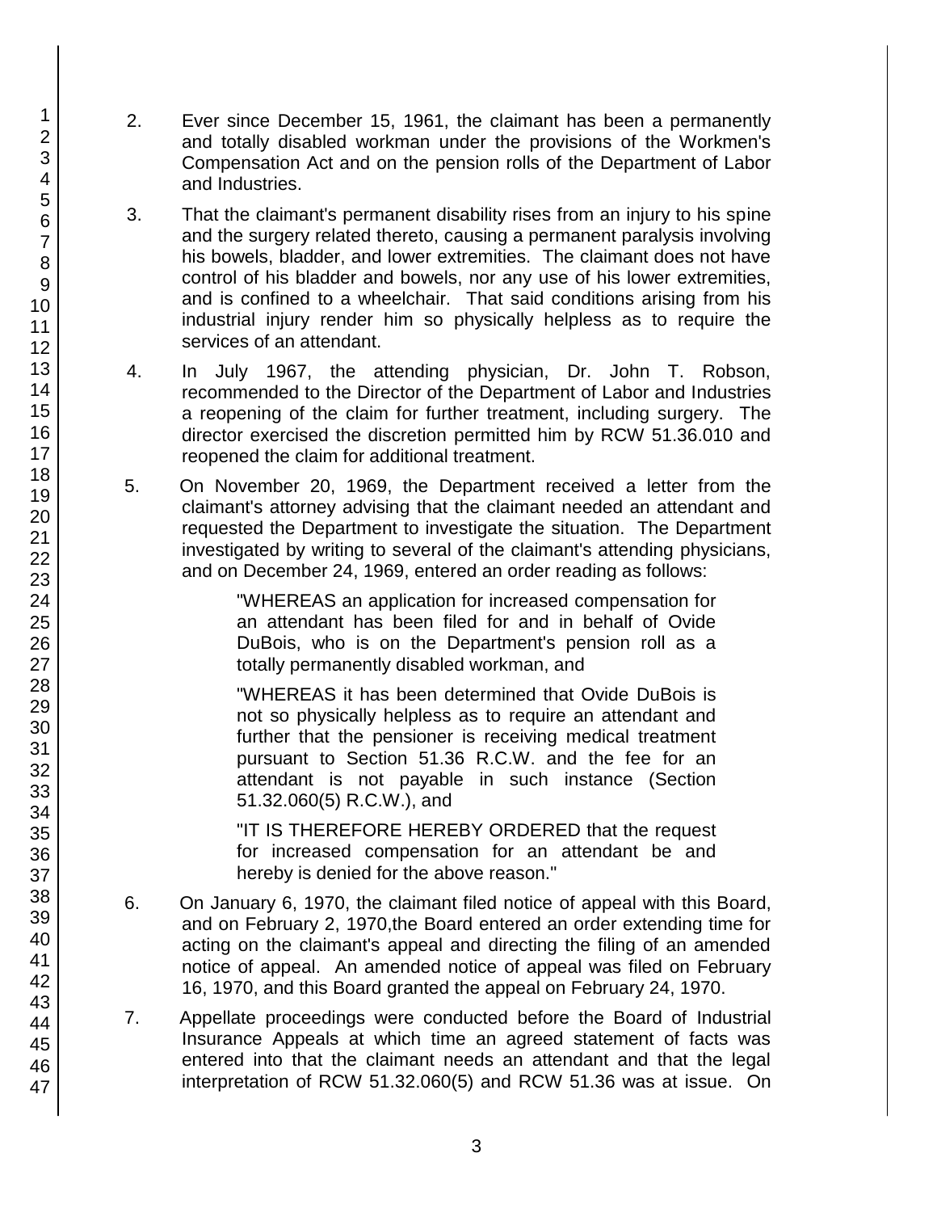2. Ever since December 15, 1961, the claimant has been a permanently and totally disabled workman under the provisions of the Workmen's Compensation Act and on the pension rolls of the Department of Labor and Industries.

3. That the claimant's permanent disability rises from an injury to his spine and the surgery related thereto, causing a permanent paralysis involving his bowels, bladder, and lower extremities. The claimant does not have control of his bladder and bowels, nor any use of his lower extremities, and is confined to a wheelchair. That said conditions arising from his industrial injury render him so physically helpless as to require the services of an attendant.

4. In July 1967, the attending physician, Dr. John T. Robson, recommended to the Director of the Department of Labor and Industries a reopening of the claim for further treatment, including surgery. The director exercised the discretion permitted him by RCW 51.36.010 and reopened the claim for additional treatment.

5. On November 20, 1969, the Department received a letter from the claimant's attorney advising that the claimant needed an attendant and requested the Department to investigate the situation. The Department investigated by writing to several of the claimant's attending physicians, and on December 24, 1969, entered an order reading as follows:

   > "WHEREAS an application for increased compensation for an attendant has been filed for and in behalf of Ovide DuBois, who is on the Department's pension roll as a totally permanently disabled workman, and
   >
   > "WHEREAS it has been determined that Ovide DuBois is not so physically helpless as to require an attendant and further that the pensioner is receiving medical treatment pursuant to Section 51.36 R.C.W. and the fee for an attendant is not payable in such instance (Section 51.32.060(5) R.C.W.), and
   >
   > "IT IS THEREFORE HEREBY ORDERED that the request for increased compensation for an attendant be and hereby is denied for the above reason."

6. On January 6, 1970, the claimant filed notice of appeal with this Board, and on February 2, 1970,the Board entered an order extending time for acting on the claimant's appeal and directing the filing of an amended notice of appeal. An amended notice of appeal was filed on February 16, 1970, and this Board granted the appeal on February 24, 1970.

7. Appellate proceedings were conducted before the Board of Industrial Insurance Appeals at which time an agreed statement of facts was entered into that the claimant needs an attendant and that the legal interpretation of RCW 51.32.060(5) and RCW 51.36 was at issue. On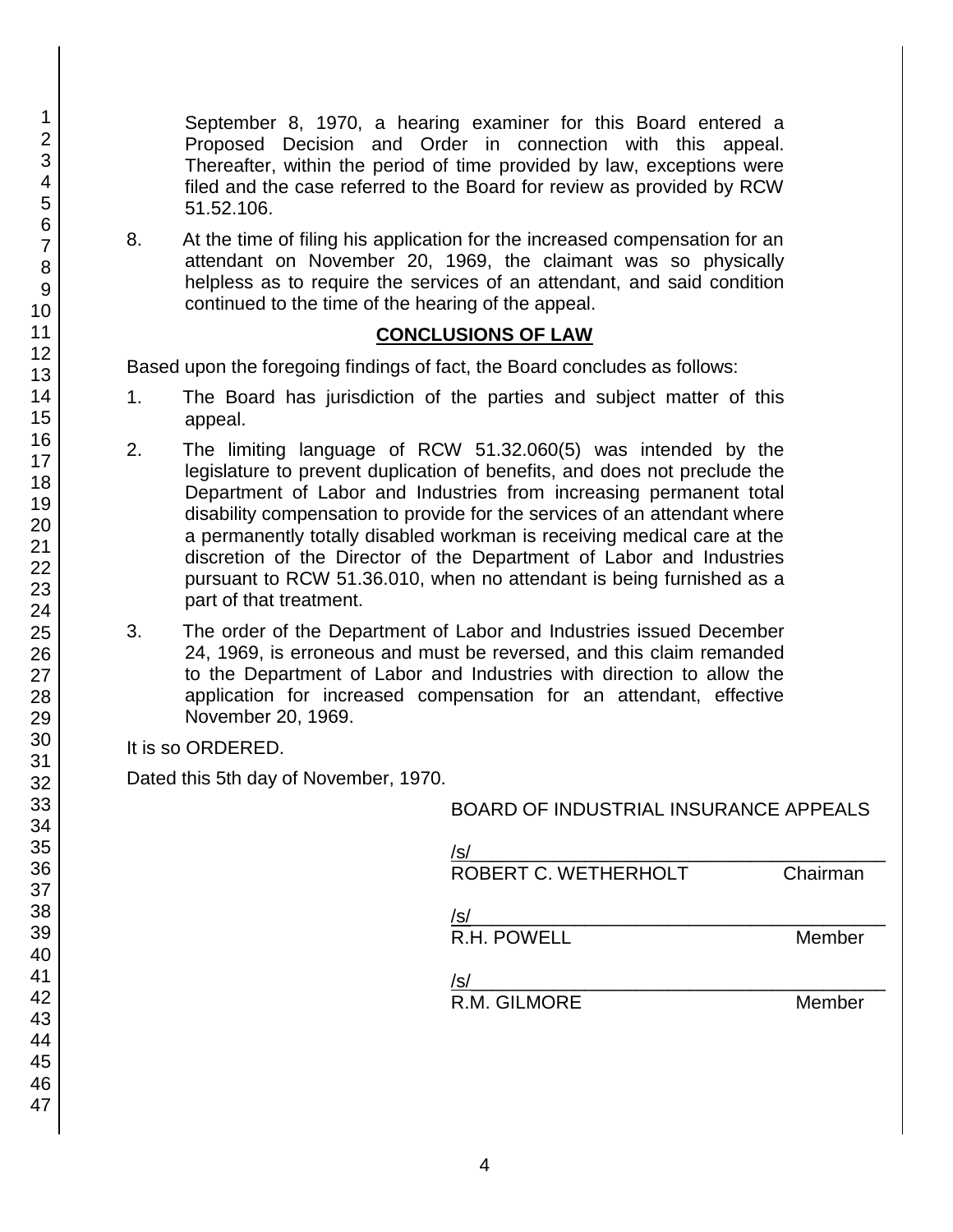September 8, 1970, a hearing examiner for this Board entered a Proposed Decision and Order in connection with this appeal. Thereafter, within the period of time provided by law, exceptions were filed and the case referred to the Board for review as provided by RCW 51.52.106.

8. At the time of filing his application for the increased compensation for an attendant on November 20, 1969, the claimant was so physically helpless as to require the services of an attendant, and said condition continued to the time of the hearing of the appeal.

## CONCLUSIONS OF LAW

Based upon the foregoing findings of fact, the Board concludes as follows:

1. The Board has jurisdiction of the parties and subject matter of this appeal.

2. The limiting language of RCW 51.32.060(5) was intended by the legislature to prevent duplication of benefits, and does not preclude the Department of Labor and Industries from increasing permanent total disability compensation to provide for the services of an attendant where a permanently totally disabled workman is receiving medical care at the discretion of the Director of the Department of Labor and Industries pursuant to RCW 51.36.010, when no attendant is being furnished as a part of that treatment.

3. The order of the Department of Labor and Industries issued December 24, 1969, is erroneous and must be reversed, and this claim remanded to the Department of Labor and Industries with direction to allow the application for increased compensation for an attendant, effective November 20, 1969.

It is so ORDERED.

Dated this 5th day of November, 1970.

BOARD OF INDUSTRIAL INSURANCE APPEALS

/s/
ROBERT C. WETHERHOLT Chairman

/s/
R.H. POWELL Member

/s/
R.M. GILMORE Member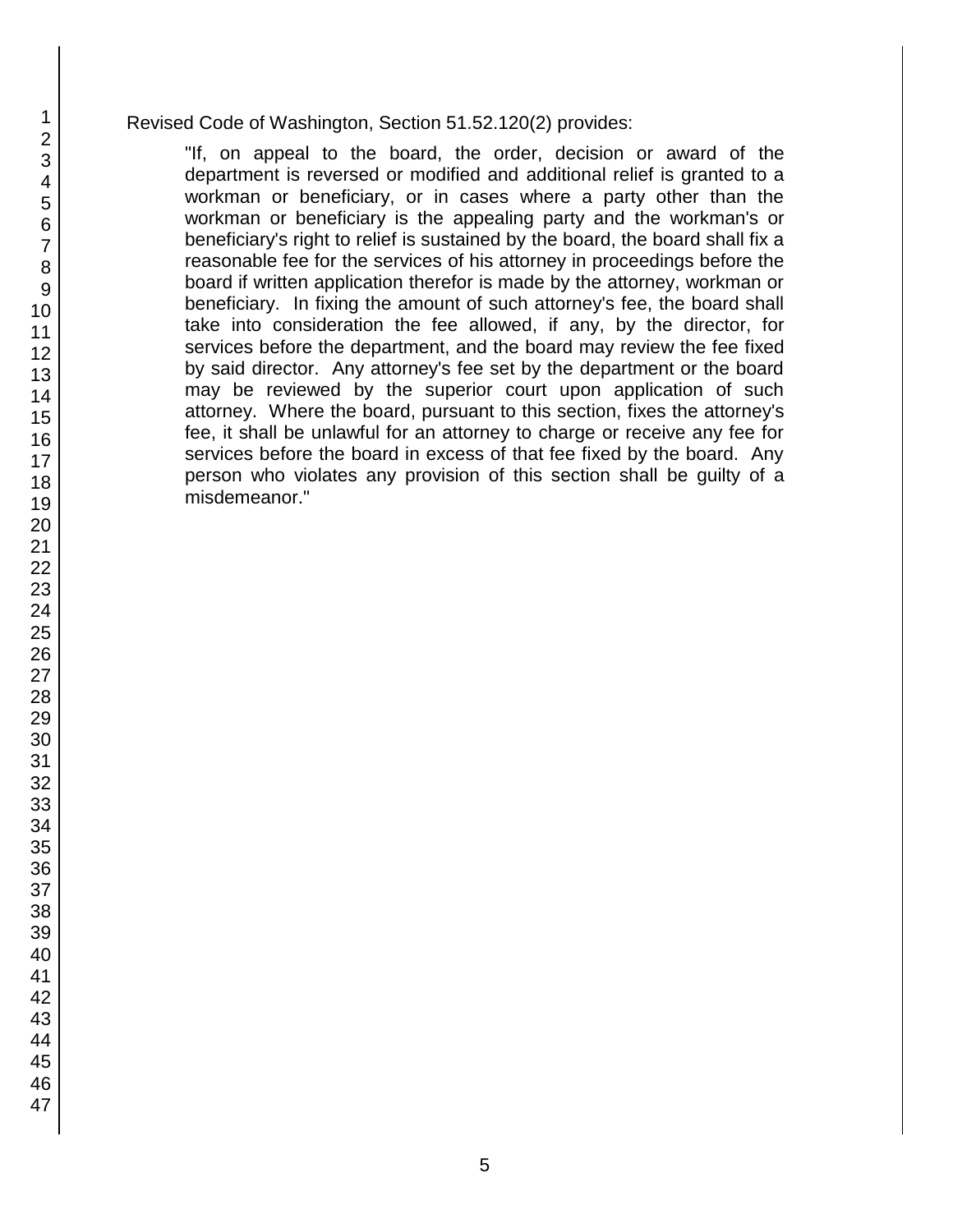Revised Code of Washington, Section 51.52.120(2) provides:

> "If, on appeal to the board, the order, decision or award of the department is reversed or modified and additional relief is granted to a workman or beneficiary, or in cases where a party other than the workman or beneficiary is the appealing party and the workman's or beneficiary's right to relief is sustained by the board, the board shall fix a reasonable fee for the services of his attorney in proceedings before the board if written application therefor is made by the attorney, workman or beneficiary. In fixing the amount of such attorney's fee, the board shall take into consideration the fee allowed, if any, by the director, for services before the department, and the board may review the fee fixed by said director. Any attorney's fee set by the department or the board may be reviewed by the superior court upon application of such attorney. Where the board, pursuant to this section, fixes the attorney's fee, it shall be unlawful for an attorney to charge or receive any fee for services before the board in excess of that fee fixed by the board. Any person who violates any provision of this section shall be guilty of a misdemeanor."